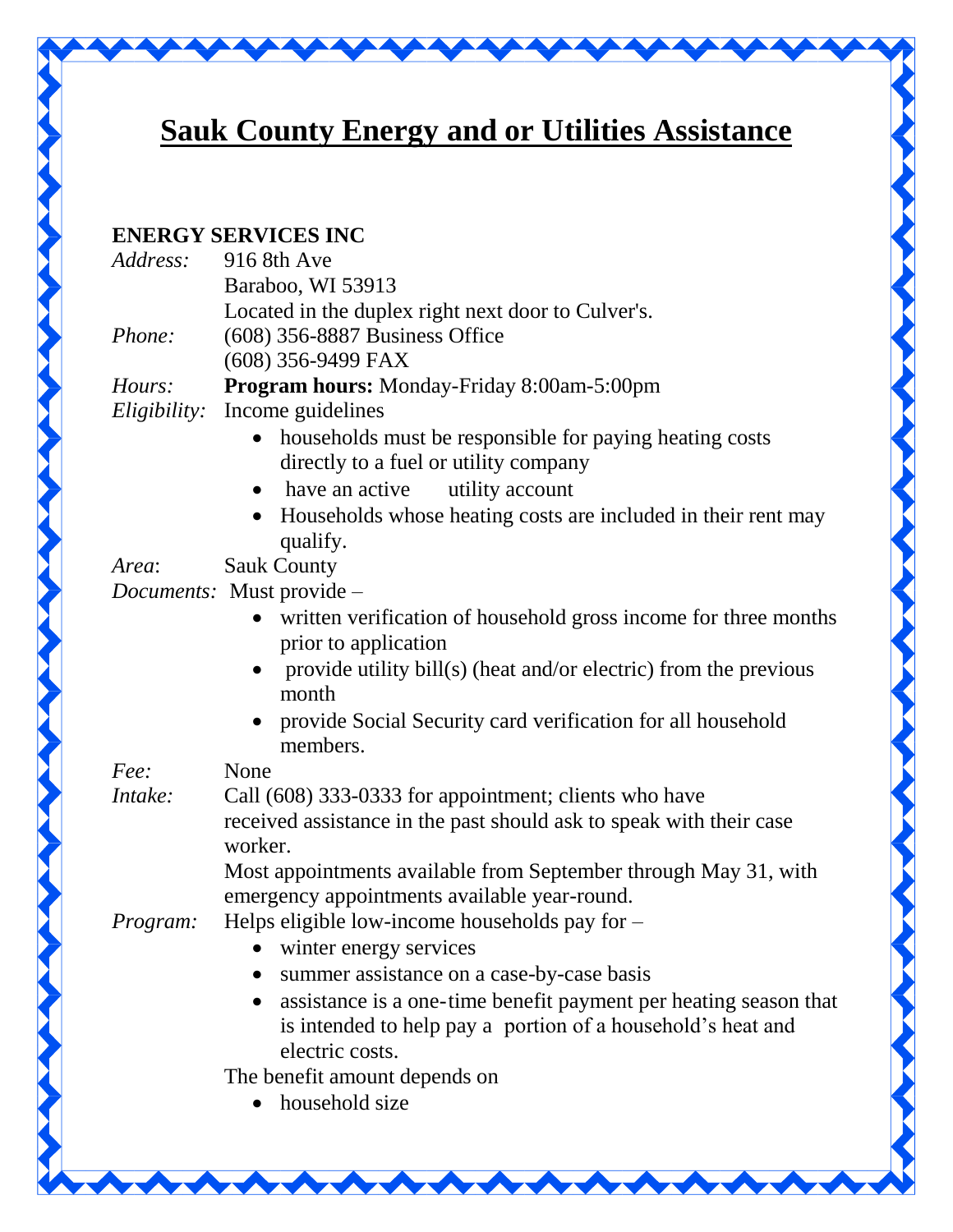# Sauk County Energy and or Utilities Assistance

**ENERGY SERVICES INC**

*Address:* 916 8th Ave
Baraboo, WI 53913
Located in the duplex right next door to Culver's.

*Phone:* (608) 356-8887 Business Office
(608) 356-9499 FAX

*Hours:* **Program hours:** Monday-Friday 8:00am-5:00pm

*Eligibility:* Income guidelines

- households must be responsible for paying heating costs directly to a fuel or utility company
- have an active utility account
- Households whose heating costs are included in their rent may qualify.

*Area*: Sauk County

*Documents:* Must provide –

- written verification of household gross income for three months prior to application
- provide utility bill(s) (heat and/or electric) from the previous month
- provide Social Security card verification for all household members.

*Fee:* None

*Intake:* Call (608) 333-0333 for appointment; clients who have received assistance in the past should ask to speak with their case worker.
Most appointments available from September through May 31, with emergency appointments available year-round.

*Program:* Helps eligible low-income households pay for –

- winter energy services
- summer assistance on a case-by-case basis
- assistance is a one-time benefit payment per heating season that is intended to help pay a portion of a household's heat and electric costs.

The benefit amount depends on

- household size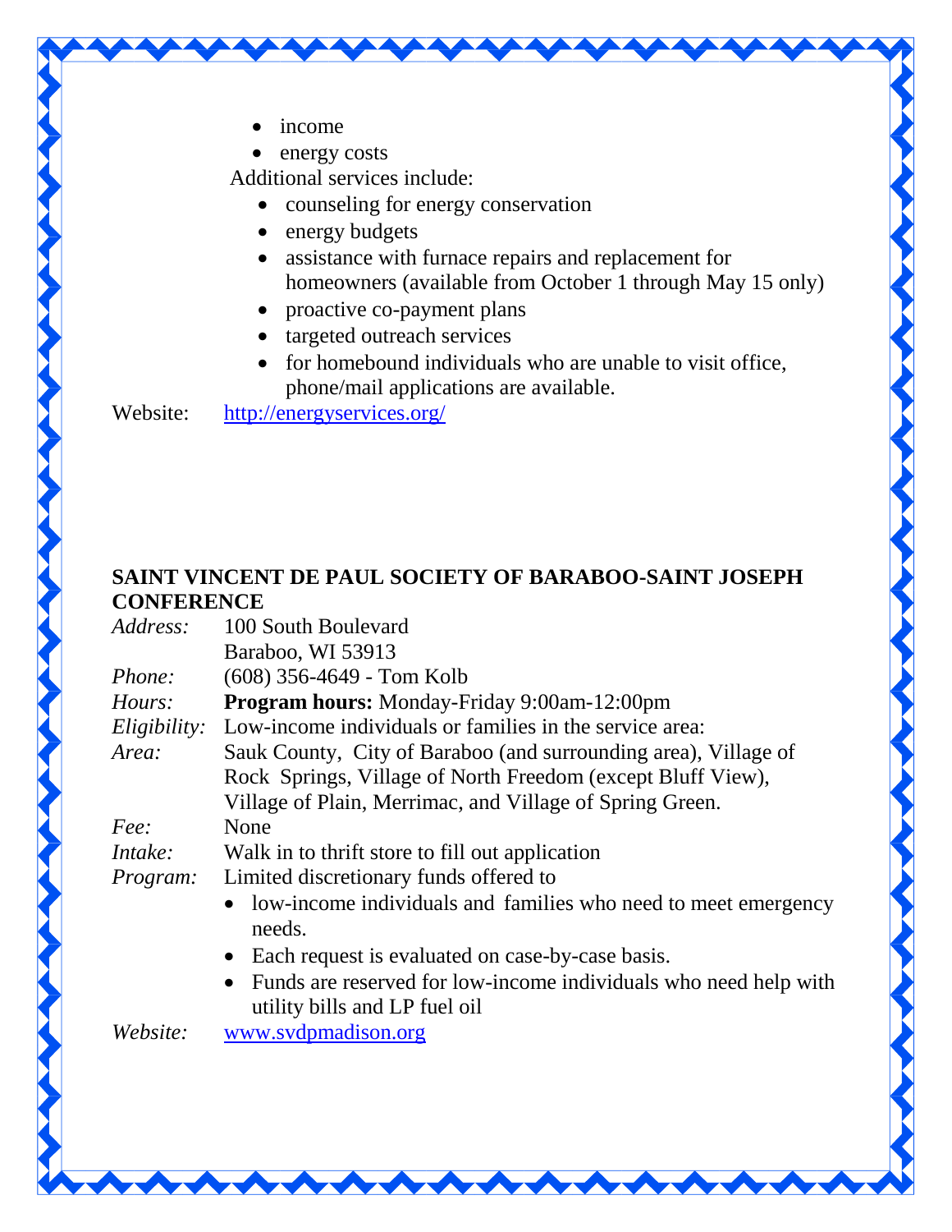- income
- energy costs

Additional services include:

- counseling for energy conservation
- energy budgets
- assistance with furnace repairs and replacement for homeowners (available from October 1 through May 15 only)
- proactive co-payment plans
- targeted outreach services
- for homebound individuals who are unable to visit office, phone/mail applications are available.

Website: http://energyservices.org/

**SAINT VINCENT DE PAUL SOCIETY OF BARABOO-SAINT JOSEPH CONFERENCE**

*Address:* 100 South Boulevard
Baraboo, WI 53913

*Phone:* (608) 356-4649 - Tom Kolb

*Hours:* **Program hours:** Monday-Friday 9:00am-12:00pm

*Eligibility:* Low-income individuals or families in the service area:

*Area:* Sauk County, City of Baraboo (and surrounding area), Village of Rock Springs, Village of North Freedom (except Bluff View), Village of Plain, Merrimac, and Village of Spring Green.

*Fee:* None

*Intake:* Walk in to thrift store to fill out application

*Program:* Limited discretionary funds offered to

- low-income individuals and families who need to meet emergency needs.
- Each request is evaluated on case-by-case basis.
- Funds are reserved for low-income individuals who need help with utility bills and LP fuel oil

*Website:* www.svdpmadison.org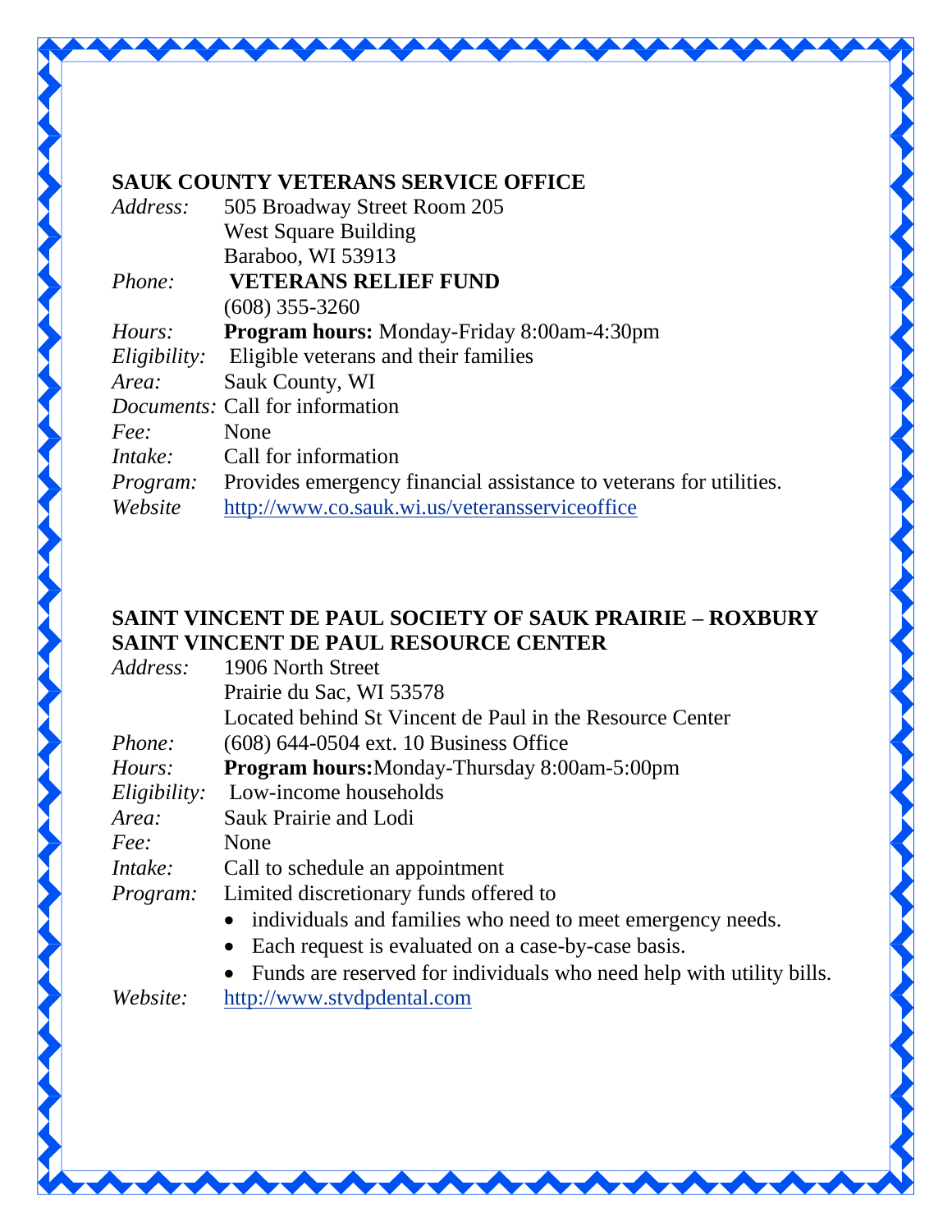## SAUK COUNTY VETERANS SERVICE OFFICE

*Address:* 505 Broadway Street Room 205
West Square Building
Baraboo, WI 53913

*Phone:* **VETERANS RELIEF FUND**
(608) 355-3260

*Hours:* **Program hours:** Monday-Friday 8:00am-4:30pm

*Eligibility:* Eligible veterans and their families

*Area:* Sauk County, WI

*Documents:* Call for information

*Fee:* None

*Intake:* Call for information

*Program:* Provides emergency financial assistance to veterans for utilities.

*Website* http://www.co.sauk.wi.us/veteransserviceoffice

## SAINT VINCENT DE PAUL SOCIETY OF SAUK PRAIRIE – ROXBURY SAINT VINCENT DE PAUL RESOURCE CENTER

*Address:* 1906 North Street
Prairie du Sac, WI 53578
Located behind St Vincent de Paul in the Resource Center

*Phone:* (608) 644-0504 ext. 10 Business Office

*Hours:* **Program hours:** Monday-Thursday 8:00am-5:00pm

*Eligibility:* Low-income households

*Area:* Sauk Prairie and Lodi

*Fee:* None

*Intake:* Call to schedule an appointment

*Program:* Limited discretionary funds offered to

- individuals and families who need to meet emergency needs.
- Each request is evaluated on a case-by-case basis.
- Funds are reserved for individuals who need help with utility bills.

*Website:* http://www.stvdpdental.com